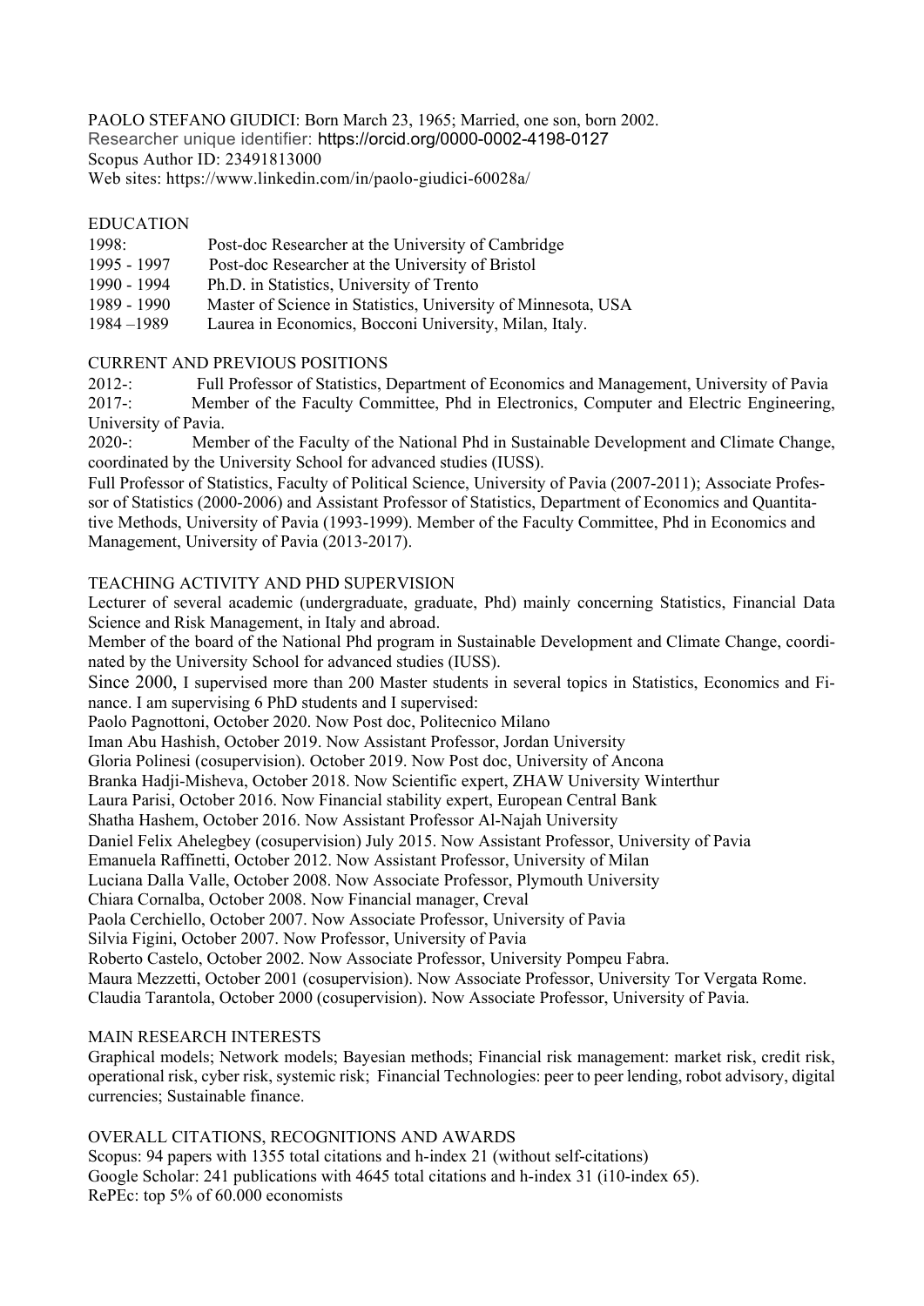PAOLO STEFANO GIUDICI: Born March 23, 1965; Married, one son, born 2002.
Researcher unique identifier: https://orcid.org/0000-0002-4198-0127
Scopus Author ID: 23491813000
Web sites: https://www.linkedin.com/in/paolo-giudici-60028a/

## EDUCATION

1998: Post-doc Researcher at the University of Cambridge
1995 - 1997 Post-doc Researcher at the University of Bristol
1990 - 1994 Ph.D. in Statistics, University of Trento
1989 - 1990 Master of Science in Statistics, University of Minnesota, USA
1984 –1989 Laurea in Economics, Bocconi University, Milan, Italy.

## CURRENT AND PREVIOUS POSITIONS

2012-: Full Professor of Statistics, Department of Economics and Management, University of Pavia
2017-: Member of the Faculty Committee, Phd in Electronics, Computer and Electric Engineering, University of Pavia.
2020-: Member of the Faculty of the National Phd in Sustainable Development and Climate Change, coordinated by the University School for advanced studies (IUSS).
Full Professor of Statistics, Faculty of Political Science, University of Pavia (2007-2011); Associate Professor of Statistics (2000-2006) and Assistant Professor of Statistics, Department of Economics and Quantitative Methods, University of Pavia (1993-1999). Member of the Faculty Committee, Phd in Economics and Management, University of Pavia (2013-2017).

## TEACHING ACTIVITY AND PHD SUPERVISION

Lecturer of several academic (undergraduate, graduate, Phd) mainly concerning Statistics, Financial Data Science and Risk Management, in Italy and abroad.
Member of the board of the National Phd program in Sustainable Development and Climate Change, coordinated by the University School for advanced studies (IUSS).
Since 2000, I supervised more than 200 Master students in several topics in Statistics, Economics and Finance. I am supervising 6 PhD students and I supervised:
Paolo Pagnottoni, October 2020. Now Post doc, Politecnico Milano
Iman Abu Hashish, October 2019. Now Assistant Professor, Jordan University
Gloria Polinesi (cosupervision). October 2019. Now Post doc, University of Ancona
Branka Hadji-Misheva, October 2018. Now Scientific expert, ZHAW University Winterthur
Laura Parisi, October 2016. Now Financial stability expert, European Central Bank
Shatha Hashem, October 2016. Now Assistant Professor Al-Najah University
Daniel Felix Ahelegbey (cosupervision) July 2015. Now Assistant Professor, University of Pavia
Emanuela Raffinetti, October 2012. Now Assistant Professor, University of Milan
Luciana Dalla Valle, October 2008. Now Associate Professor, Plymouth University
Chiara Cornalba, October 2008. Now Financial manager, Creval
Paola Cerchiello, October 2007. Now Associate Professor, University of Pavia
Silvia Figini, October 2007. Now Professor, University of Pavia
Roberto Castelo, October 2002. Now Associate Professor, University Pompeu Fabra.
Maura Mezzetti, October 2001 (cosupervision). Now Associate Professor, University Tor Vergata Rome.
Claudia Tarantola, October 2000 (cosupervision). Now Associate Professor, University of Pavia.

## MAIN RESEARCH INTERESTS

Graphical models; Network models; Bayesian methods; Financial risk management: market risk, credit risk, operational risk, cyber risk, systemic risk; Financial Technologies: peer to peer lending, robot advisory, digital currencies; Sustainable finance.

## OVERALL CITATIONS, RECOGNITIONS AND AWARDS

Scopus: 94 papers with 1355 total citations and h-index 21 (without self-citations)
Google Scholar: 241 publications with 4645 total citations and h-index 31 (i10-index 65).
RePEc: top 5% of 60.000 economists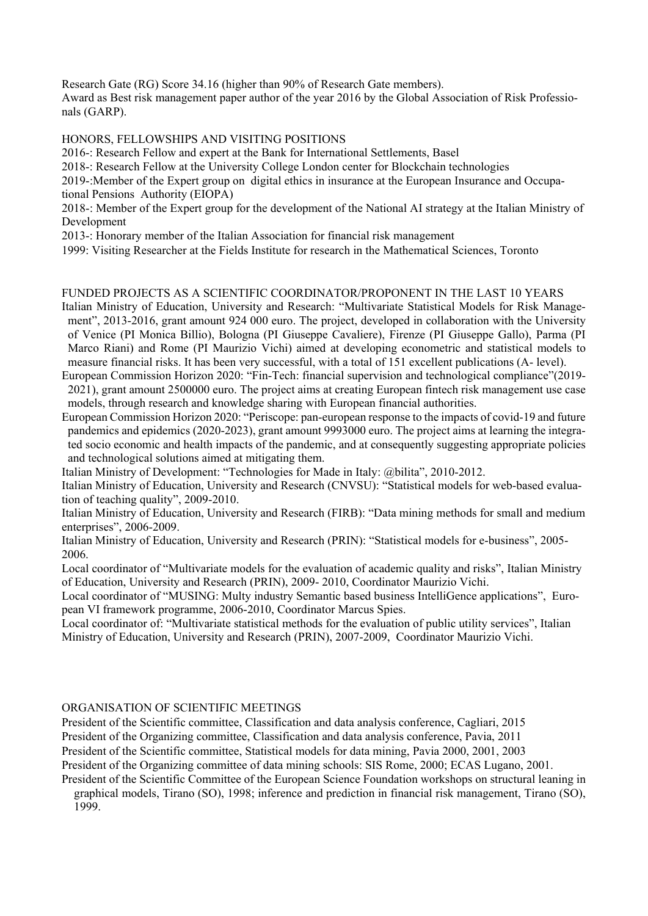Research Gate (RG) Score 34.16 (higher than 90% of Research Gate members).
Award as Best risk management paper author of the year 2016 by the Global Association of Risk Professionals (GARP).

## HONORS, FELLOWSHIPS AND VISITING POSITIONS

2016-: Research Fellow and expert at the Bank for International Settlements, Basel
2018-: Research Fellow at the University College London center for Blockchain technologies
2019-:Member of the Expert group on digital ethics in insurance at the European Insurance and Occupational Pensions Authority (EIOPA)
2018-: Member of the Expert group for the development of the National AI strategy at the Italian Ministry of Development
2013-: Honorary member of the Italian Association for financial risk management
1999: Visiting Researcher at the Fields Institute for research in the Mathematical Sciences, Toronto

## FUNDED PROJECTS AS A SCIENTIFIC COORDINATOR/PROPONENT IN THE LAST 10 YEARS

Italian Ministry of Education, University and Research: "Multivariate Statistical Models for Risk Management", 2013-2016, grant amount 924 000 euro. The project, developed in collaboration with the University of Venice (PI Monica Billio), Bologna (PI Giuseppe Cavaliere), Firenze (PI Giuseppe Gallo), Parma (PI Marco Riani) and Rome (PI Maurizio Vichi) aimed at developing econometric and statistical models to measure financial risks. It has been very successful, with a total of 151 excellent publications (A- level).

European Commission Horizon 2020: "Fin-Tech: financial supervision and technological compliance"(2019-2021), grant amount 2500000 euro. The project aims at creating European fintech risk management use case models, through research and knowledge sharing with European financial authorities.

European Commission Horizon 2020: "Periscope: pan-european response to the impacts of covid-19 and future pandemics and epidemics (2020-2023), grant amount 9993000 euro. The project aims at learning the integrated socio economic and health impacts of the pandemic, and at consequently suggesting appropriate policies and technological solutions aimed at mitigating them.

Italian Ministry of Development: "Technologies for Made in Italy: @bilita", 2010-2012.

Italian Ministry of Education, University and Research (CNVSU): "Statistical models for web-based evaluation of teaching quality", 2009-2010.

Italian Ministry of Education, University and Research (FIRB): "Data mining methods for small and medium enterprises", 2006-2009.

Italian Ministry of Education, University and Research (PRIN): "Statistical models for e-business", 2005-2006.

Local coordinator of "Multivariate models for the evaluation of academic quality and risks", Italian Ministry of Education, University and Research (PRIN), 2009- 2010, Coordinator Maurizio Vichi.

Local coordinator of "MUSING: Multy industry Semantic based business IntelliGence applications", European VI framework programme, 2006-2010, Coordinator Marcus Spies.

Local coordinator of: "Multivariate statistical methods for the evaluation of public utility services", Italian Ministry of Education, University and Research (PRIN), 2007-2009, Coordinator Maurizio Vichi.

## ORGANISATION OF SCIENTIFIC MEETINGS

President of the Scientific committee, Classification and data analysis conference, Cagliari, 2015
President of the Organizing committee, Classification and data analysis conference, Pavia, 2011
President of the Scientific committee, Statistical models for data mining, Pavia 2000, 2001, 2003
President of the Organizing committee of data mining schools: SIS Rome, 2000; ECAS Lugano, 2001.
President of the Scientific Committee of the European Science Foundation workshops on structural leaning in graphical models, Tirano (SO), 1998; inference and prediction in financial risk management, Tirano (SO), 1999.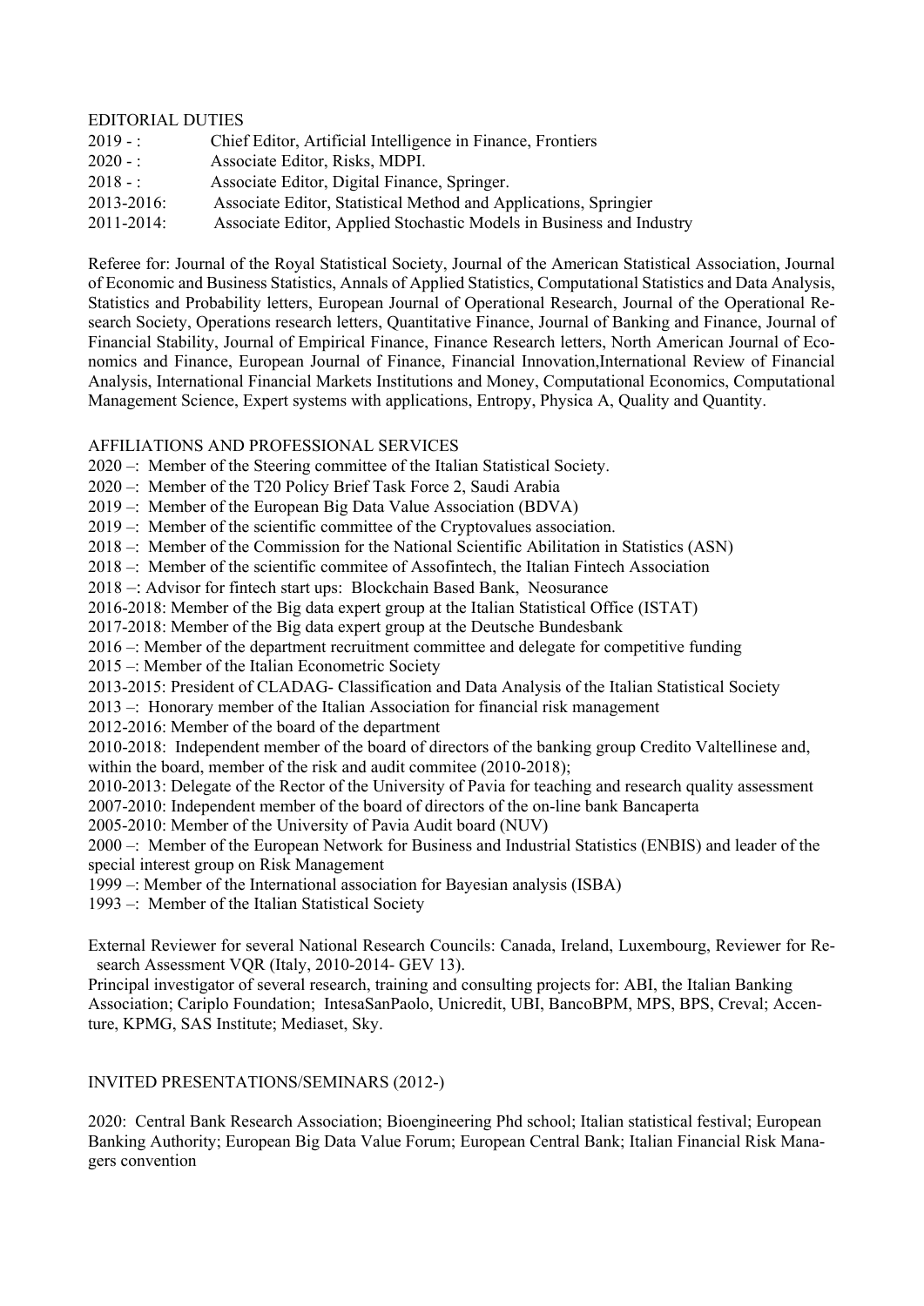## EDITORIAL DUTIES

2019 - : Chief Editor, Artificial Intelligence in Finance, Frontiers
2020 - : Associate Editor, Risks, MDPI.
2018 - : Associate Editor, Digital Finance, Springer.
2013-2016: Associate Editor, Statistical Method and Applications, Springier
2011-2014: Associate Editor, Applied Stochastic Models in Business and Industry

Referee for: Journal of the Royal Statistical Society, Journal of the American Statistical Association, Journal of Economic and Business Statistics, Annals of Applied Statistics, Computational Statistics and Data Analysis, Statistics and Probability letters, European Journal of Operational Research, Journal of the Operational Research Society, Operations research letters, Quantitative Finance, Journal of Banking and Finance, Journal of Financial Stability, Journal of Empirical Finance, Finance Research letters, North American Journal of Economics and Finance, European Journal of Finance, Financial Innovation,International Review of Financial Analysis, International Financial Markets Institutions and Money, Computational Economics, Computational Management Science, Expert systems with applications, Entropy, Physica A, Quality and Quantity.

## AFFILIATIONS AND PROFESSIONAL SERVICES

2020 –: Member of the Steering committee of the Italian Statistical Society.
2020 –: Member of the T20 Policy Brief Task Force 2, Saudi Arabia
2019 –: Member of the European Big Data Value Association (BDVA)
2019 –: Member of the scientific committee of the Cryptovalues association.
2018 –: Member of the Commission for the National Scientific Abilitation in Statistics (ASN)
2018 –: Member of the scientific commitee of Assofintech, the Italian Fintech Association
2018 –: Advisor for fintech start ups: Blockchain Based Bank, Neosurance
2016-2018: Member of the Big data expert group at the Italian Statistical Office (ISTAT)
2017-2018: Member of the Big data expert group at the Deutsche Bundesbank
2016 –: Member of the department recruitment committee and delegate for competitive funding
2015 –: Member of the Italian Econometric Society
2013-2015: President of CLADAG- Classification and Data Analysis of the Italian Statistical Society
2013 –: Honorary member of the Italian Association for financial risk management
2012-2016: Member of the board of the department
2010-2018: Independent member of the board of directors of the banking group Credito Valtellinese and, within the board, member of the risk and audit commitee (2010-2018);
2010-2013: Delegate of the Rector of the University of Pavia for teaching and research quality assessment
2007-2010: Independent member of the board of directors of the on-line bank Bancaperta
2005-2010: Member of the University of Pavia Audit board (NUV)
2000 –: Member of the European Network for Business and Industrial Statistics (ENBIS) and leader of the special interest group on Risk Management
1999 –: Member of the International association for Bayesian analysis (ISBA)
1993 –: Member of the Italian Statistical Society

External Reviewer for several National Research Councils: Canada, Ireland, Luxembourg, Reviewer for Research Assessment VQR (Italy, 2010-2014- GEV 13).
Principal investigator of several research, training and consulting projects for: ABI, the Italian Banking Association; Cariplo Foundation; IntesaSanPaolo, Unicredit, UBI, BancoBPM, MPS, BPS, Creval; Accenture, KPMG, SAS Institute; Mediaset, Sky.

## INVITED PRESENTATIONS/SEMINARS (2012-)

2020: Central Bank Research Association; Bioengineering Phd school; Italian statistical festival; European Banking Authority; European Big Data Value Forum; European Central Bank; Italian Financial Risk Managers convention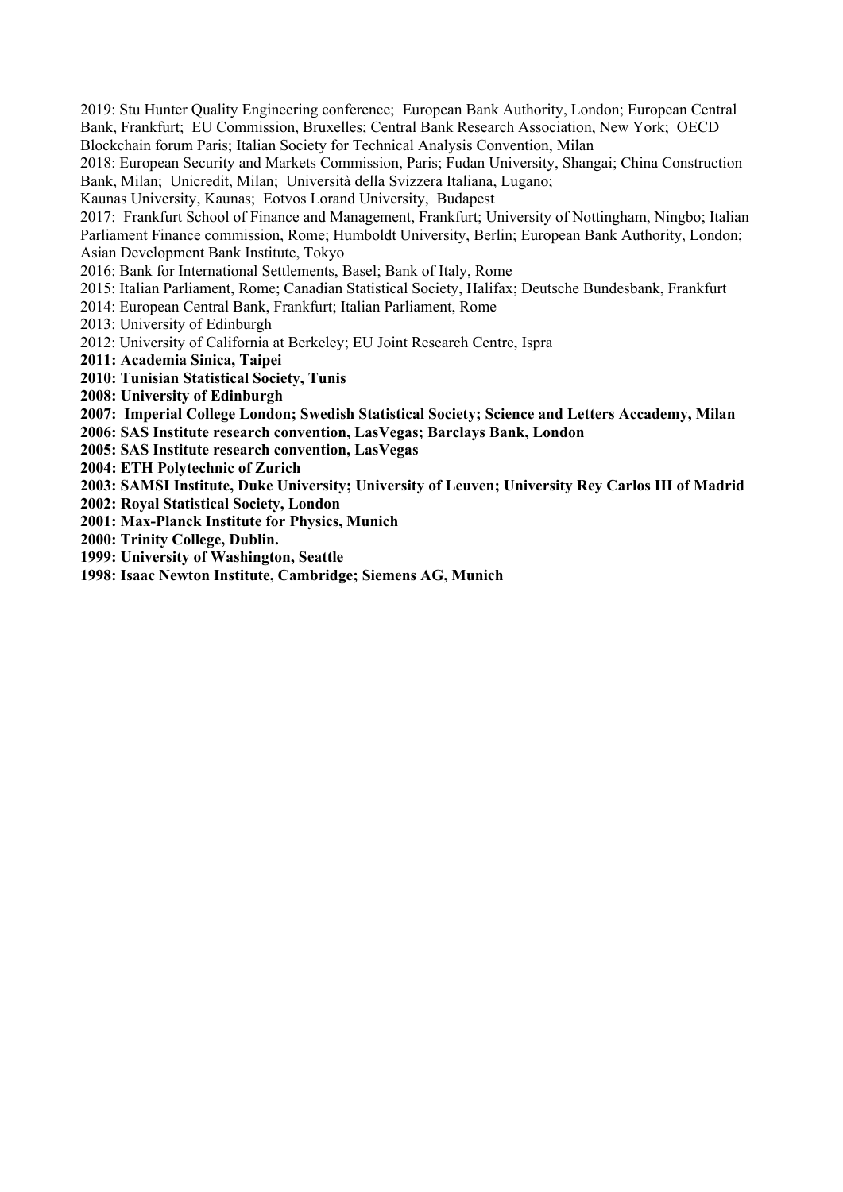2019: Stu Hunter Quality Engineering conference; European Bank Authority, London; European Central Bank, Frankfurt; EU Commission, Bruxelles; Central Bank Research Association, New York; OECD Blockchain forum Paris; Italian Society for Technical Analysis Convention, Milan

2018: European Security and Markets Commission, Paris; Fudan University, Shangai; China Construction Bank, Milan; Unicredit, Milan; Università della Svizzera Italiana, Lugano; Kaunas University, Kaunas; Eotvos Lorand University, Budapest

2017: Frankfurt School of Finance and Management, Frankfurt; University of Nottingham, Ningbo; Italian Parliament Finance commission, Rome; Humboldt University, Berlin; European Bank Authority, London; Asian Development Bank Institute, Tokyo

2016: Bank for International Settlements, Basel; Bank of Italy, Rome

2015: Italian Parliament, Rome; Canadian Statistical Society, Halifax; Deutsche Bundesbank, Frankfurt

2014: European Central Bank, Frankfurt; Italian Parliament, Rome

2013: University of Edinburgh

2012: University of California at Berkeley; EU Joint Research Centre, Ispra

**2011: Academia Sinica, Taipei**

**2010: Tunisian Statistical Society, Tunis**

**2008: University of Edinburgh**

**2007: Imperial College London; Swedish Statistical Society; Science and Letters Accademy, Milan**

**2006: SAS Institute research convention, LasVegas; Barclays Bank, London**

**2005: SAS Institute research convention, LasVegas**

**2004: ETH Polytechnic of Zurich**

**2003: SAMSI Institute, Duke University; University of Leuven; University Rey Carlos III of Madrid**

**2002: Royal Statistical Society, London**

**2001: Max-Planck Institute for Physics, Munich**

**2000: Trinity College, Dublin.**

**1999: University of Washington, Seattle**

**1998: Isaac Newton Institute, Cambridge; Siemens AG, Munich**